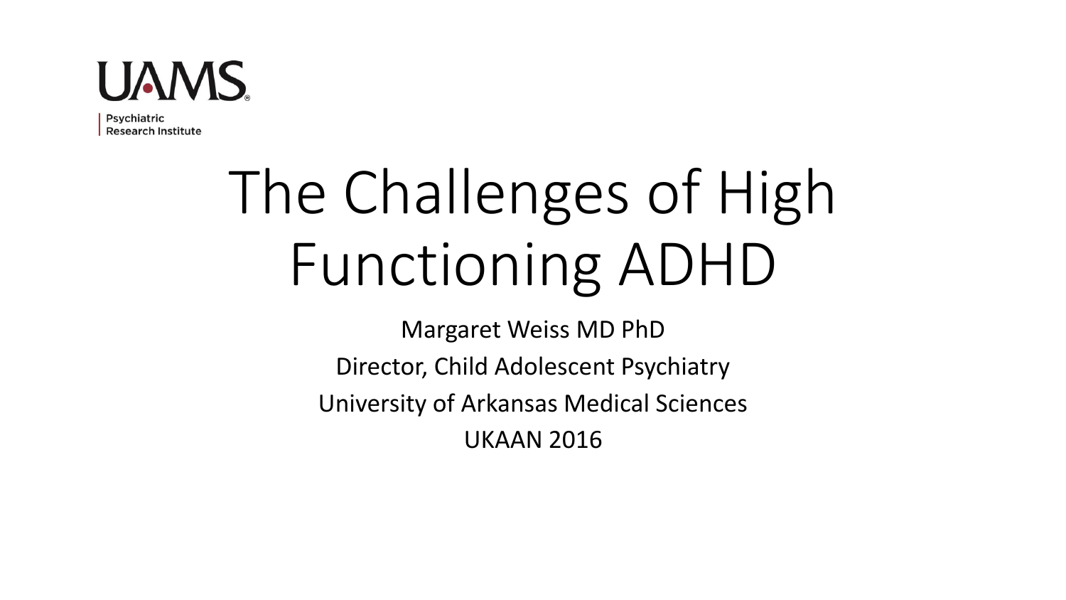UAMS

Psychiatric Research Institute

# The Challenges of High Functioning ADHD

Margaret Weiss MD PhD

Director, Child Adolescent Psychiatry

University of Arkansas Medical Sciences

UKAAN 2016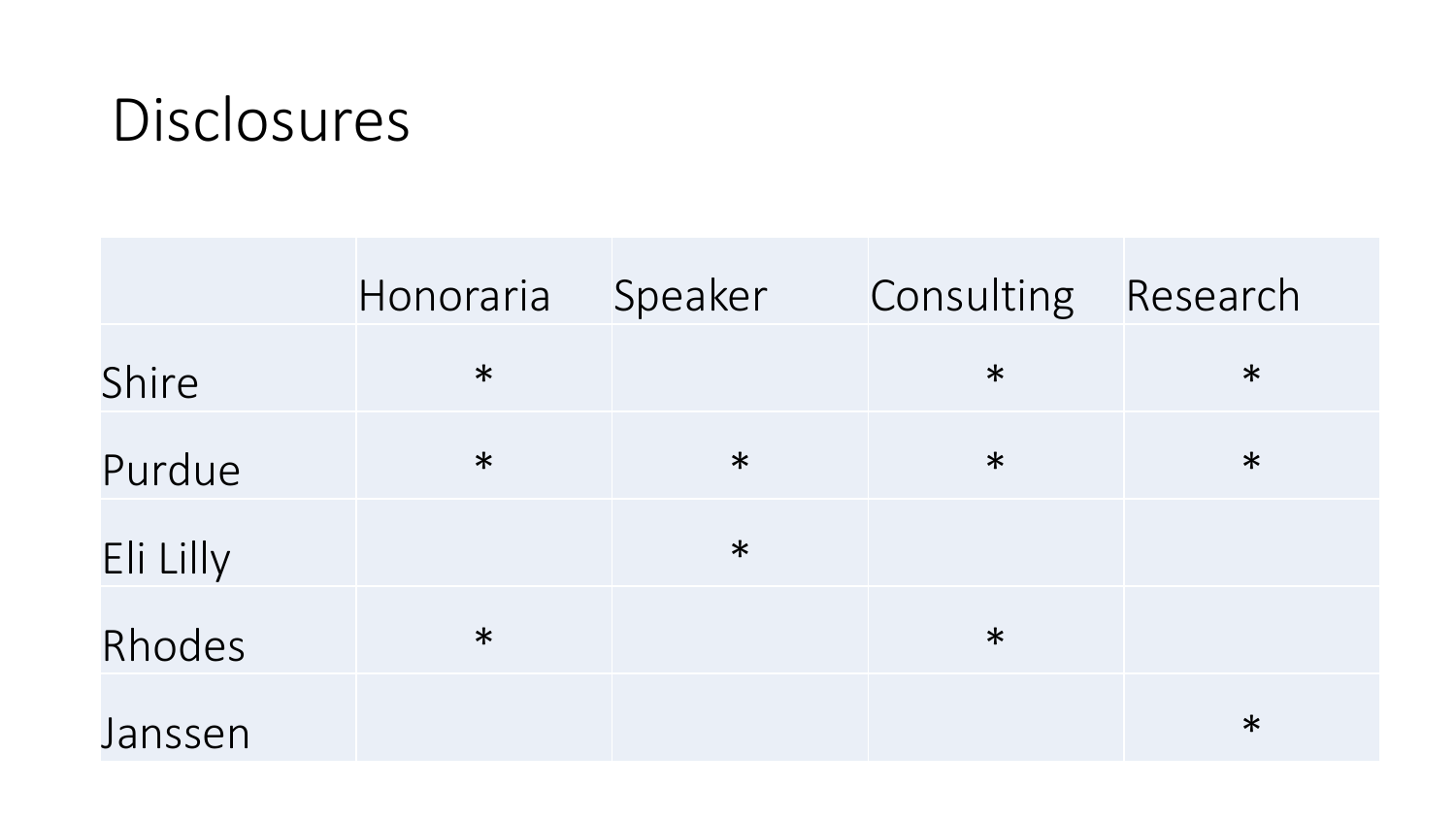# Disclosures

| | Honoraria | Speaker | Consulting | Research |
|---|---|---|---|---|
| Shire | * | | * | * |
| Purdue | * | * | * | * |
| Eli Lilly | | * | | |
| Rhodes | * | | * | |
| Janssen | | | | * |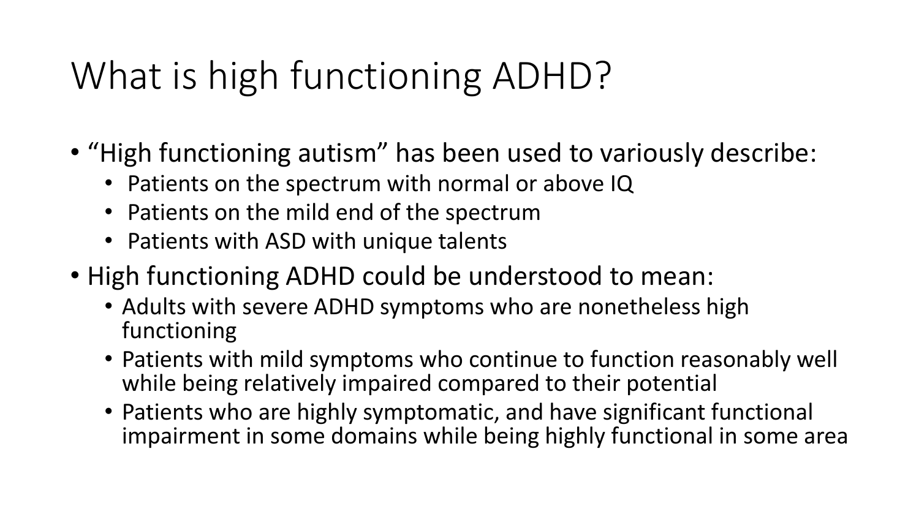# What is high functioning ADHD?

- "High functioning autism" has been used to variously describe:
  - Patients on the spectrum with normal or above IQ
  - Patients on the mild end of the spectrum
  - Patients with ASD with unique talents
- High functioning ADHD could be understood to mean:
  - Adults with severe ADHD symptoms who are nonetheless high functioning
  - Patients with mild symptoms who continue to function reasonably well while being relatively impaired compared to their potential
  - Patients who are highly symptomatic, and have significant functional impairment in some domains while being highly functional in some area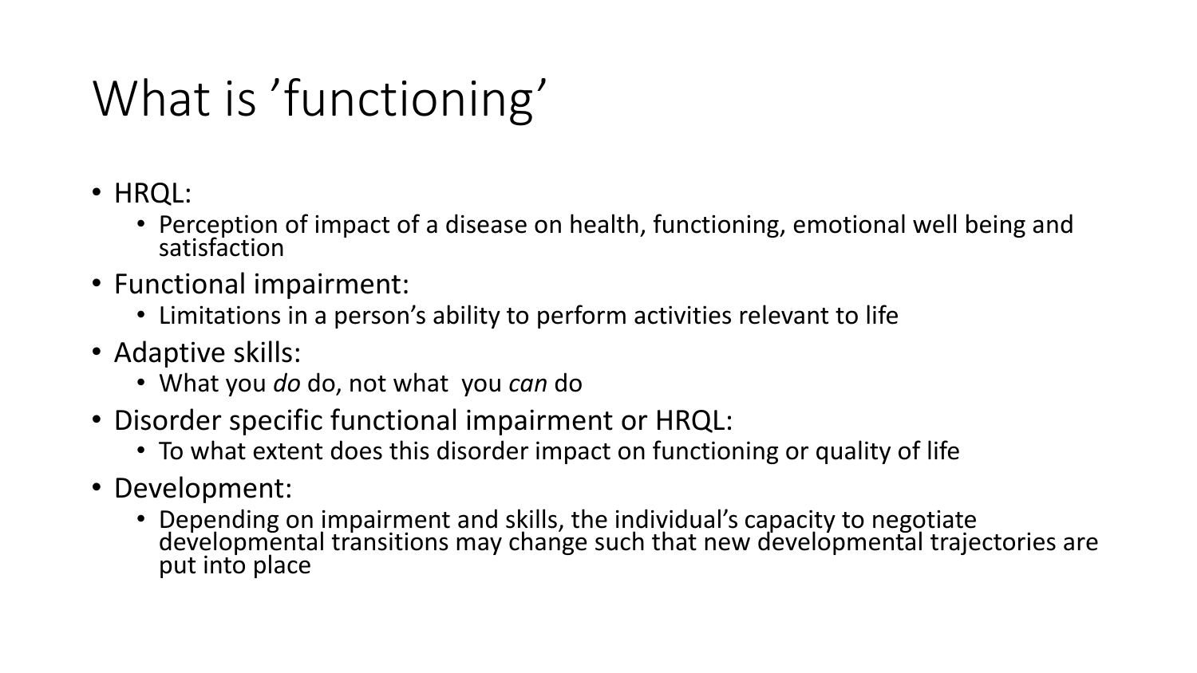# What is ’functioning’

- HRQL:
  - Perception of impact of a disease on health, functioning, emotional well being and satisfaction
- Functional impairment:
  - Limitations in a person’s ability to perform activities relevant to life
- Adaptive skills:
  - What you *do* do, not what you *can* do
- Disorder specific functional impairment or HRQL:
  - To what extent does this disorder impact on functioning or quality of life
- Development:
  - Depending on impairment and skills, the individual’s capacity to negotiate developmental transitions may change such that new developmental trajectories are put into place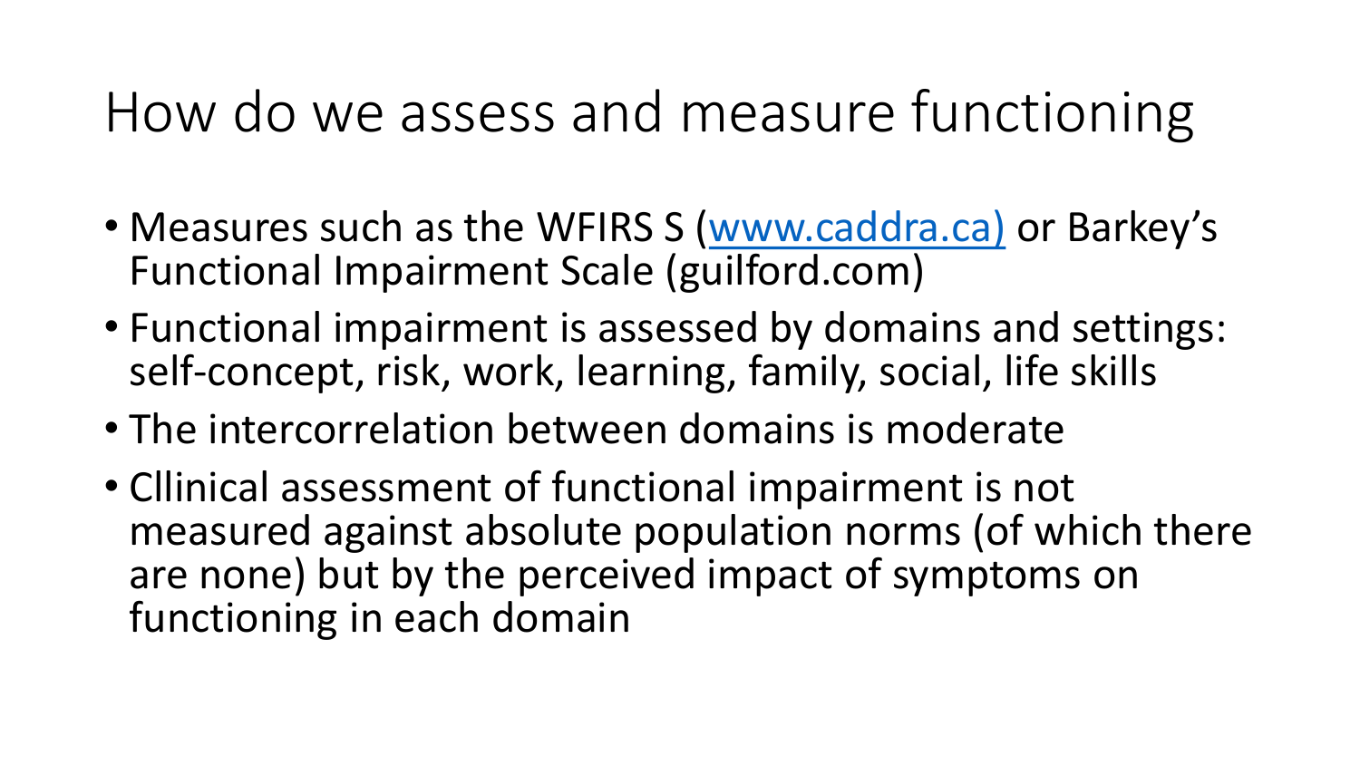# How do we assess and measure functioning

- Measures such as the WFIRS S ([www.caddra.ca)](http://www.caddra.ca) or Barkey's Functional Impairment Scale (guilford.com)
- Functional impairment is assessed by domains and settings: self-concept, risk, work, learning, family, social, life skills
- The intercorrelation between domains is moderate
- Cllinical assessment of functional impairment is not measured against absolute population norms (of which there are none) but by the perceived impact of symptoms on functioning in each domain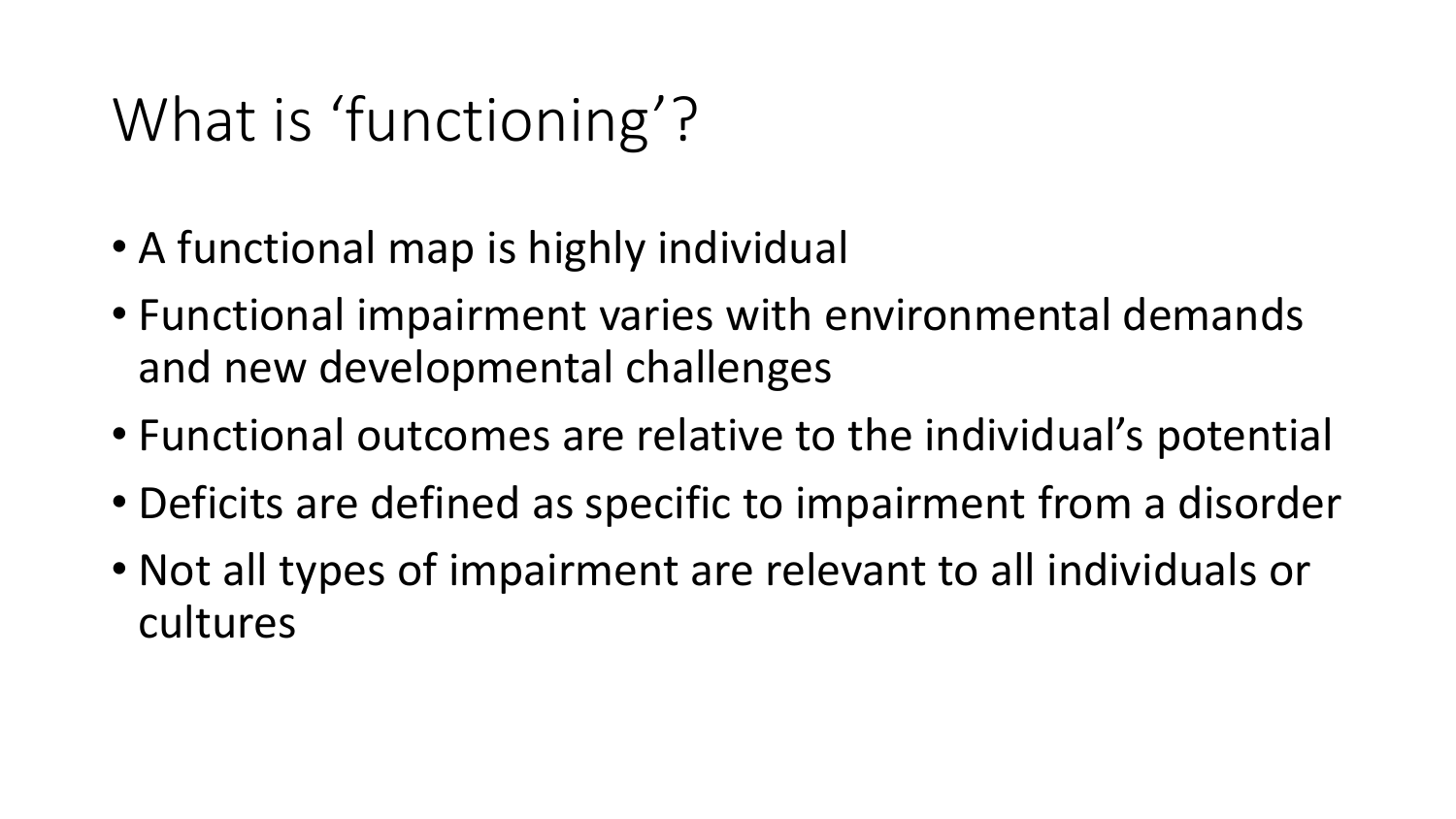# What is 'functioning'?

- A functional map is highly individual
- Functional impairment varies with environmental demands and new developmental challenges
- Functional outcomes are relative to the individual's potential
- Deficits are defined as specific to impairment from a disorder
- Not all types of impairment are relevant to all individuals or cultures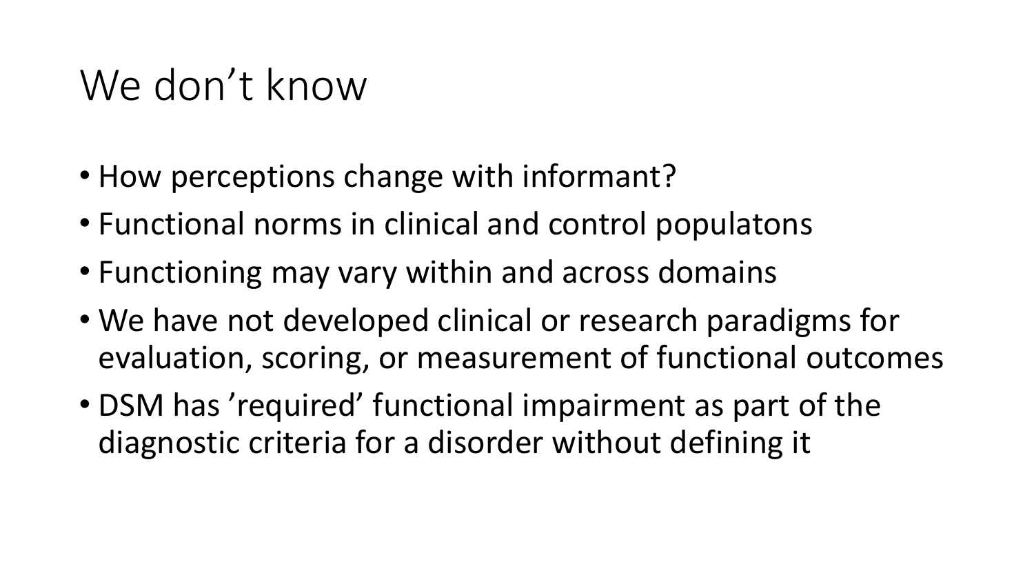# We don't know

- How perceptions change with informant?
- Functional norms in clinical and control populatons
- Functioning may vary within and across domains
- We have not developed clinical or research paradigms for evaluation, scoring, or measurement of functional outcomes
- DSM has 'required' functional impairment as part of the diagnostic criteria for a disorder without defining it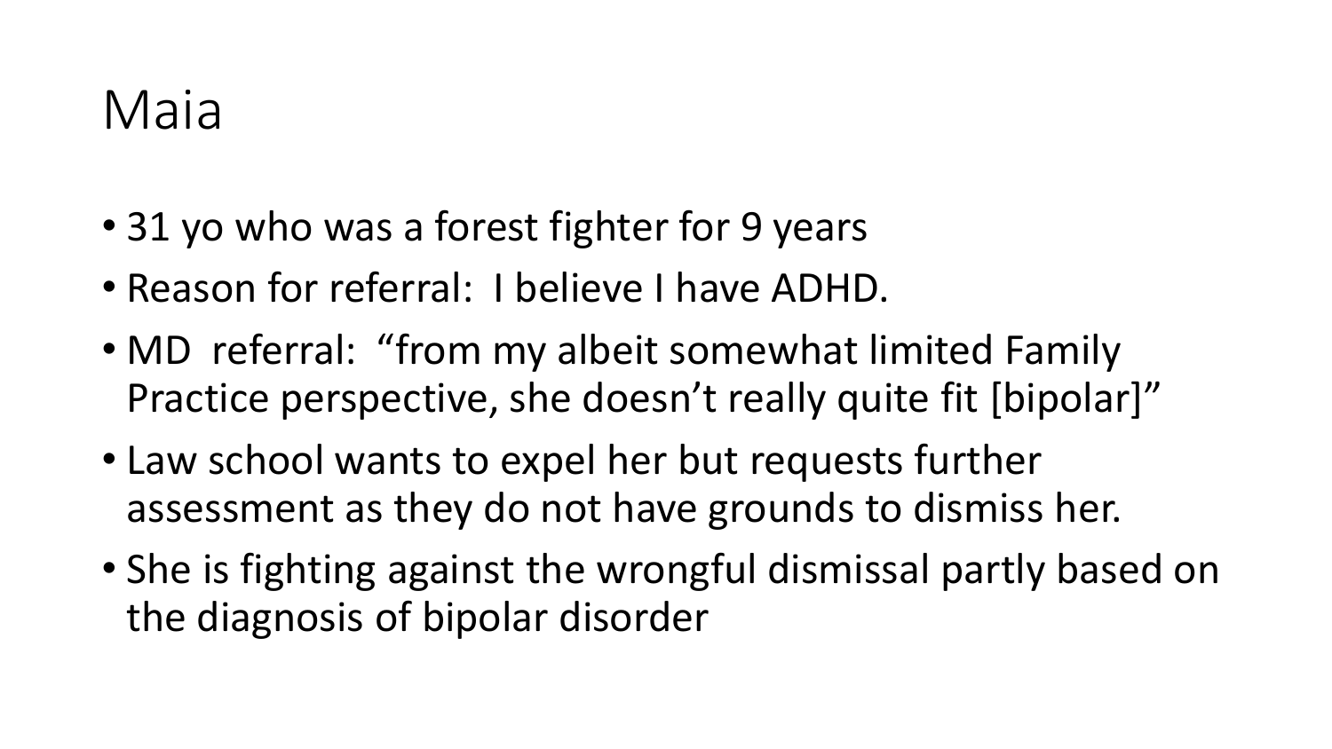# Maia

- 31 yo who was a forest fighter for 9 years
- Reason for referral: I believe I have ADHD.
- MD referral: "from my albeit somewhat limited Family Practice perspective, she doesn't really quite fit [bipolar]"
- Law school wants to expel her but requests further assessment as they do not have grounds to dismiss her.
- She is fighting against the wrongful dismissal partly based on the diagnosis of bipolar disorder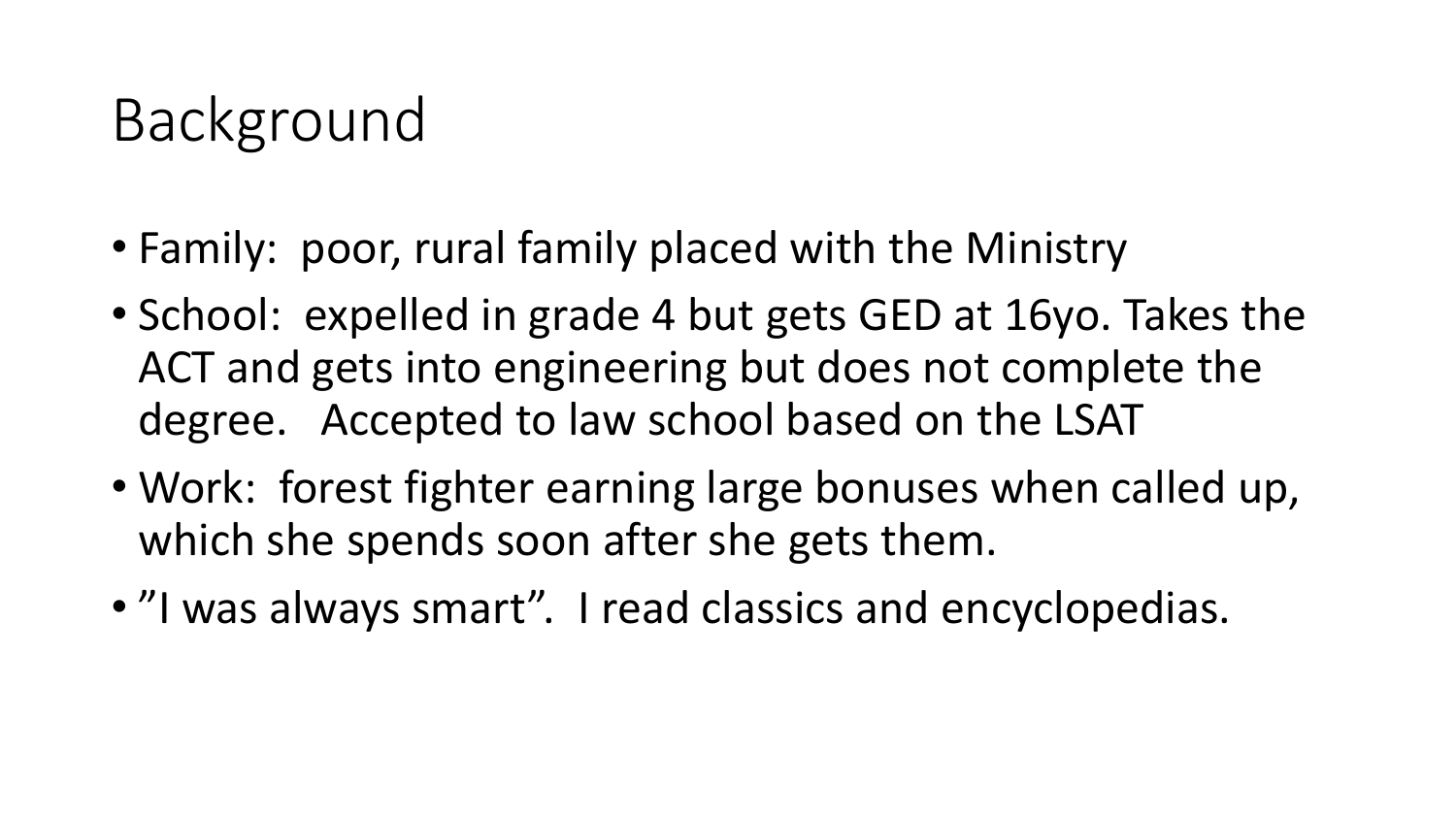# Background

- Family:  poor, rural family placed with the Ministry
- School:  expelled in grade 4 but gets GED at 16yo. Takes the ACT and gets into engineering but does not complete the degree.   Accepted to law school based on the LSAT
- Work:  forest fighter earning large bonuses when called up, which she spends soon after she gets them.
- ”I was always smart”.  I read classics and encyclopedias.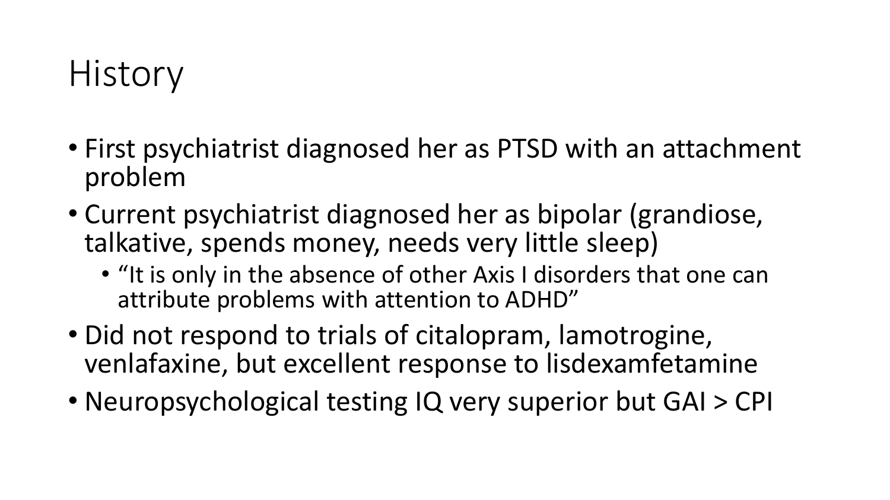# History

- First psychiatrist diagnosed her as PTSD with an attachment problem
- Current psychiatrist diagnosed her as bipolar (grandiose, talkative, spends money, needs very little sleep)
  - “It is only in the absence of other Axis I disorders that one can attribute problems with attention to ADHD”
- Did not respond to trials of citalopram, lamotrogine, venlafaxine, but excellent response to lisdexamfetamine
- Neuropsychological testing IQ very superior but GAI > CPI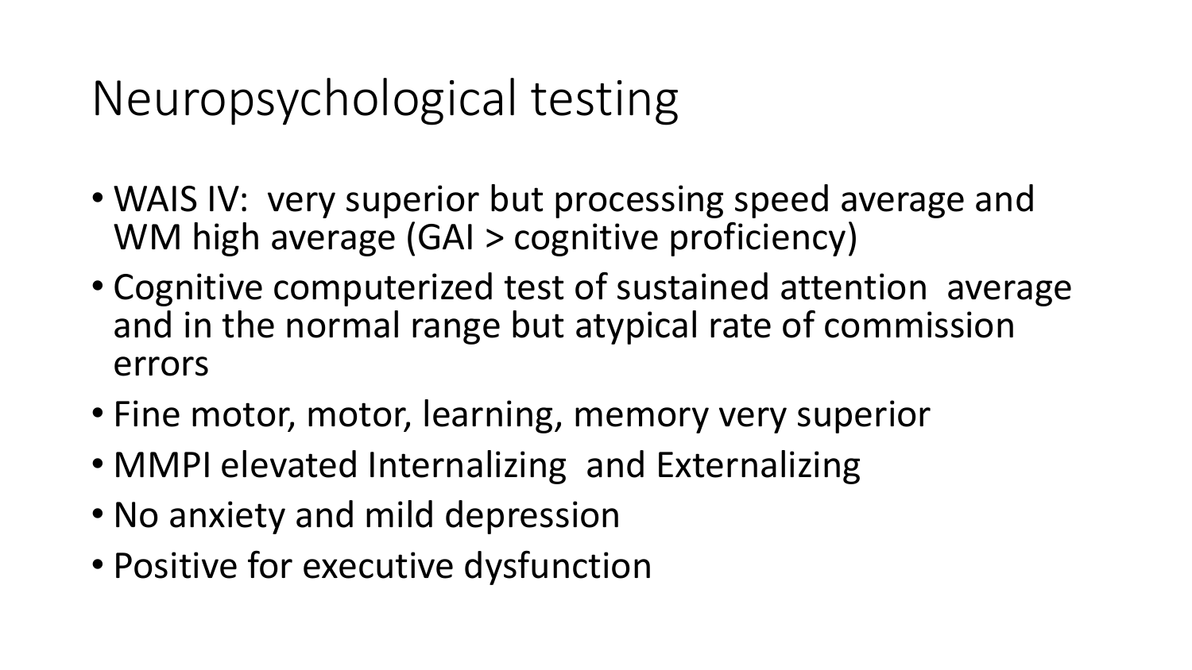# Neuropsychological testing

- WAIS IV: very superior but processing speed average and WM high average (GAI > cognitive proficiency)
- Cognitive computerized test of sustained attention average and in the normal range but atypical rate of commission errors
- Fine motor, motor, learning, memory very superior
- MMPI elevated Internalizing and Externalizing
- No anxiety and mild depression
- Positive for executive dysfunction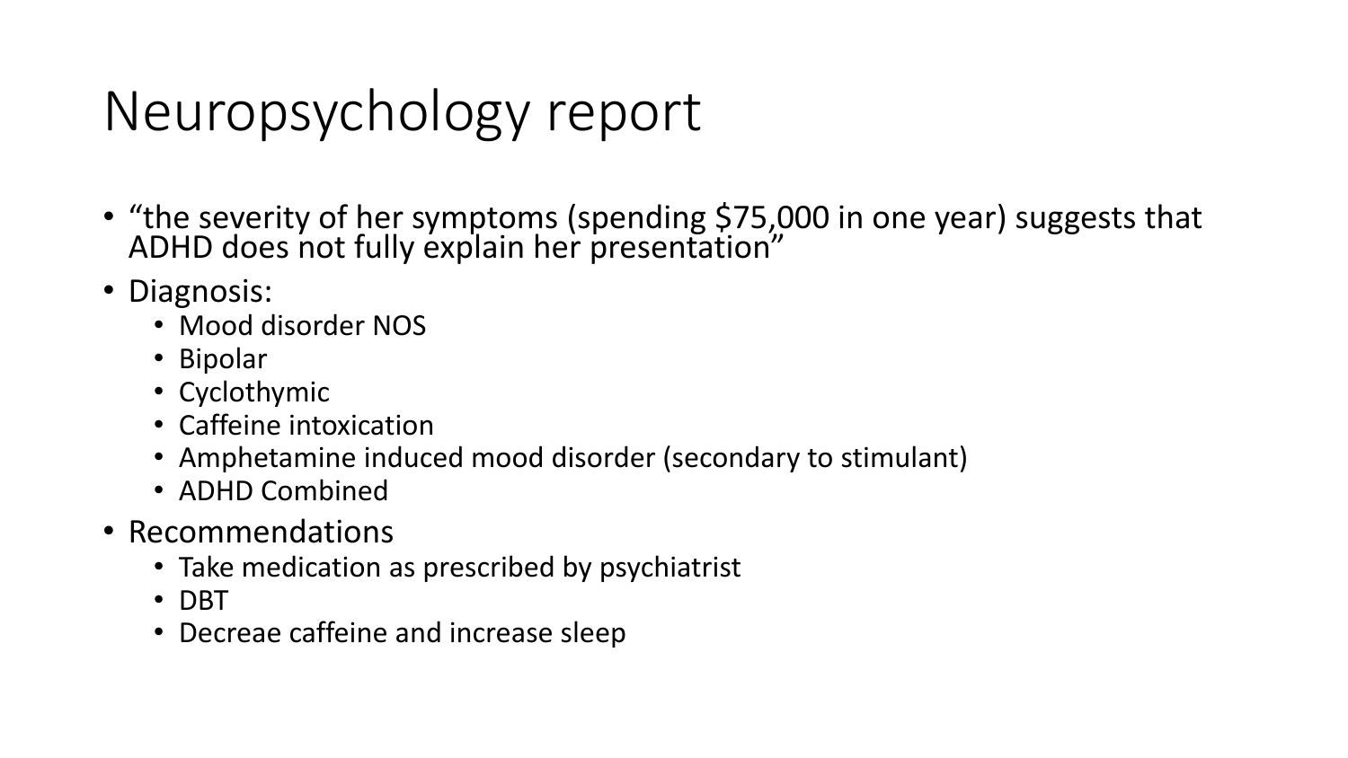# Neuropsychology report

- "the severity of her symptoms (spending $75,000 in one year) suggests that ADHD does not fully explain her presentation"
- Diagnosis:
  - Mood disorder NOS
  - Bipolar
  - Cyclothymic
  - Caffeine intoxication
  - Amphetamine induced mood disorder (secondary to stimulant)
  - ADHD Combined
- Recommendations
  - Take medication as prescribed by psychiatrist
  - DBT
  - Decreae caffeine and increase sleep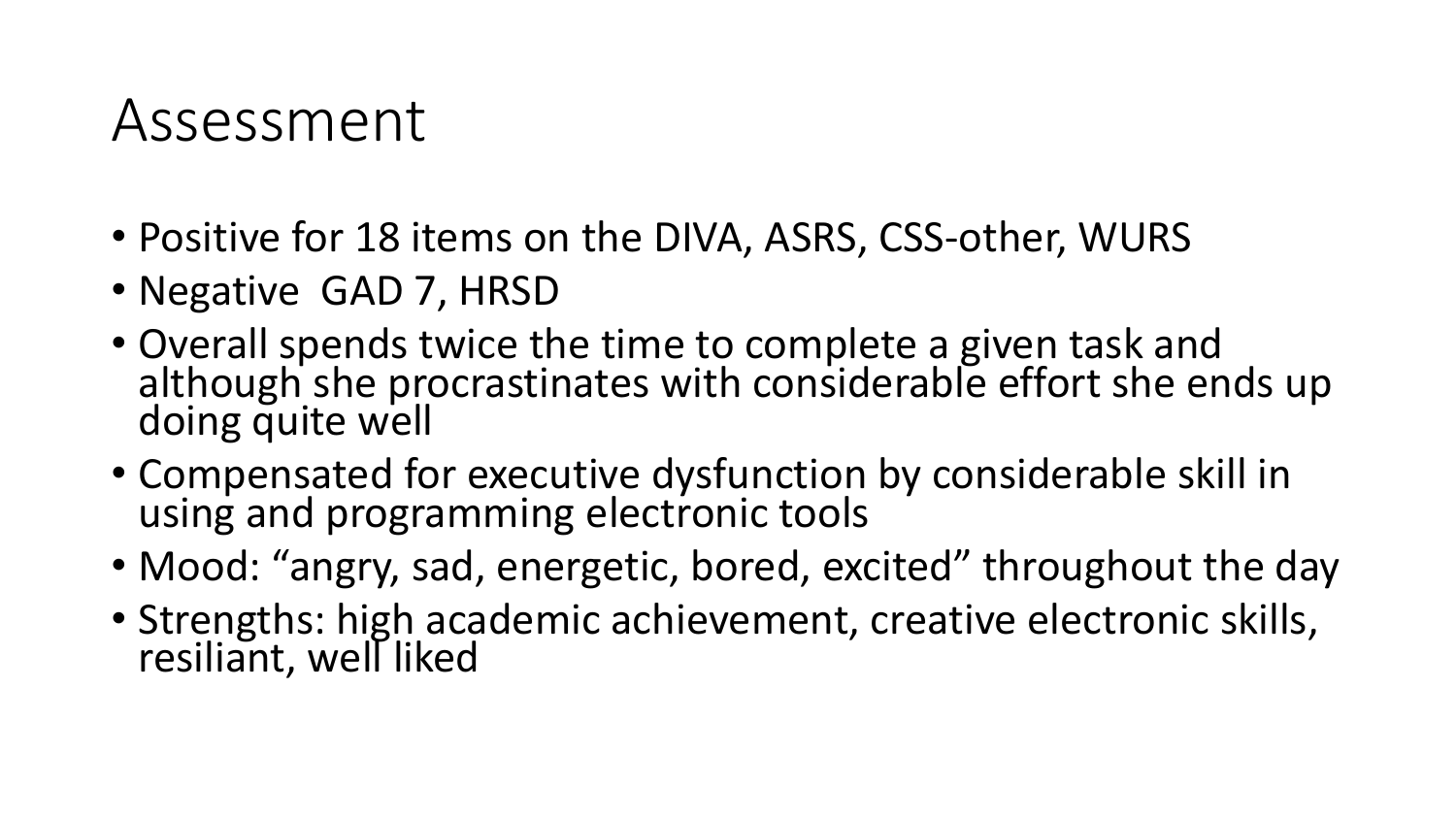# Assessment

- Positive for 18 items on the DIVA, ASRS, CSS-other, WURS
- Negative  GAD 7, HRSD
- Overall spends twice the time to complete a given task and although she procrastinates with considerable effort she ends up doing quite well
- Compensated for executive dysfunction by considerable skill in using and programming electronic tools
- Mood: "angry, sad, energetic, bored, excited" throughout the day
- Strengths: high academic achievement, creative electronic skills, resiliant, well liked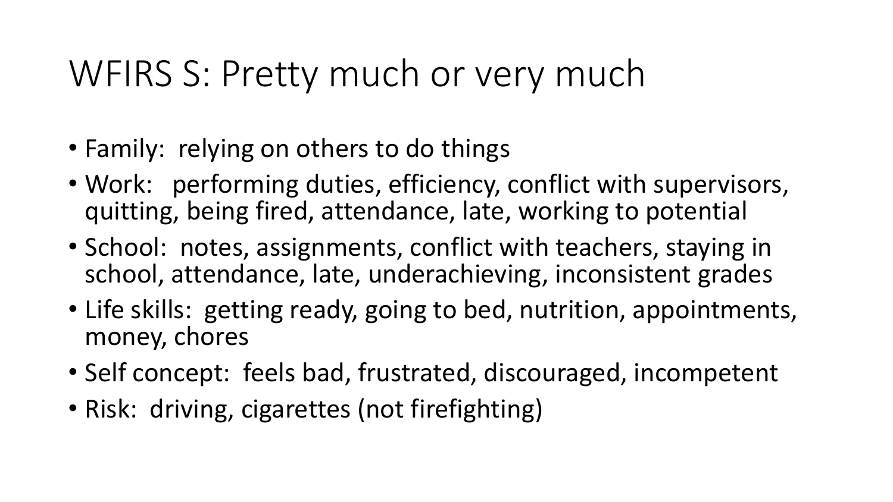# WFIRS S: Pretty much or very much

- Family: relying on others to do things
- Work: performing duties, efficiency, conflict with supervisors, quitting, being fired, attendance, late, working to potential
- School: notes, assignments, conflict with teachers, staying in school, attendance, late, underachieving, inconsistent grades
- Life skills: getting ready, going to bed, nutrition, appointments, money, chores
- Self concept: feels bad, frustrated, discouraged, incompetent
- Risk: driving, cigarettes (not firefighting)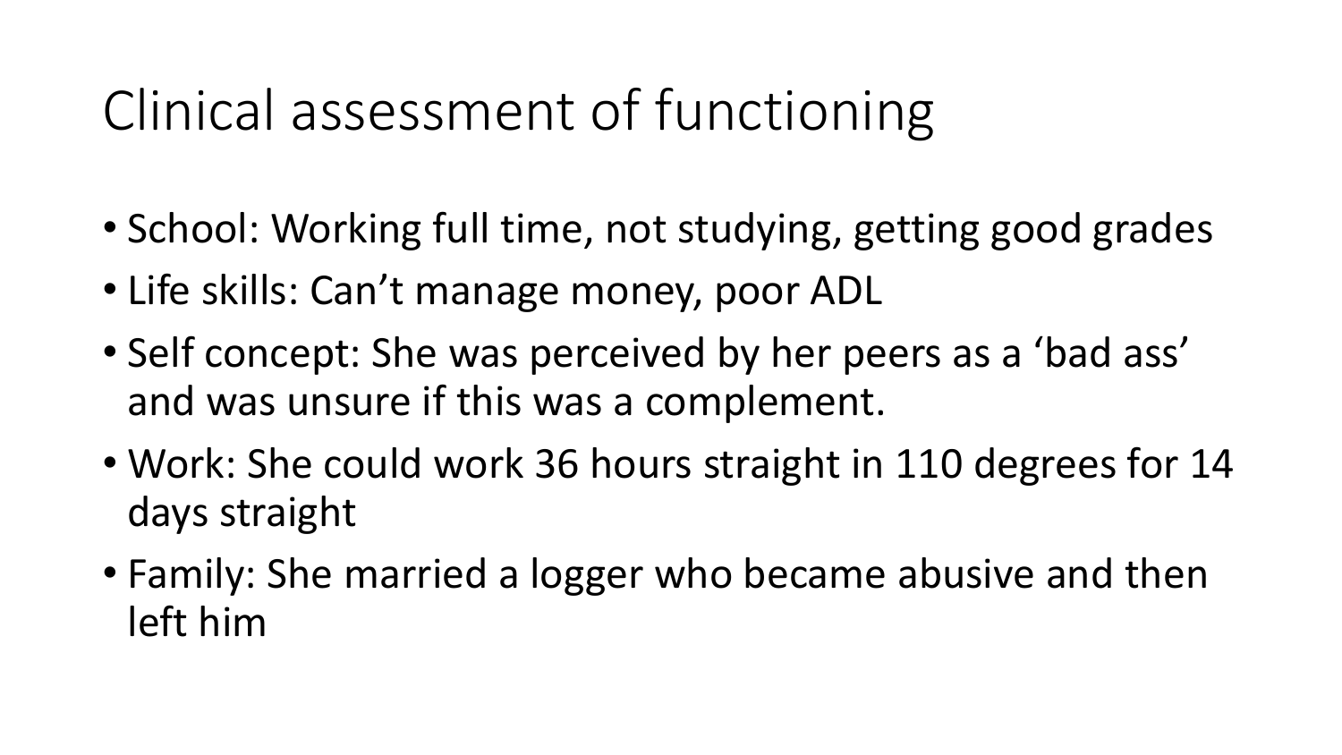# Clinical assessment of functioning

- School: Working full time, not studying, getting good grades
- Life skills: Can't manage money, poor ADL
- Self concept: She was perceived by her peers as a 'bad ass' and was unsure if this was a complement.
- Work: She could work 36 hours straight in 110 degrees for 14 days straight
- Family: She married a logger who became abusive and then left him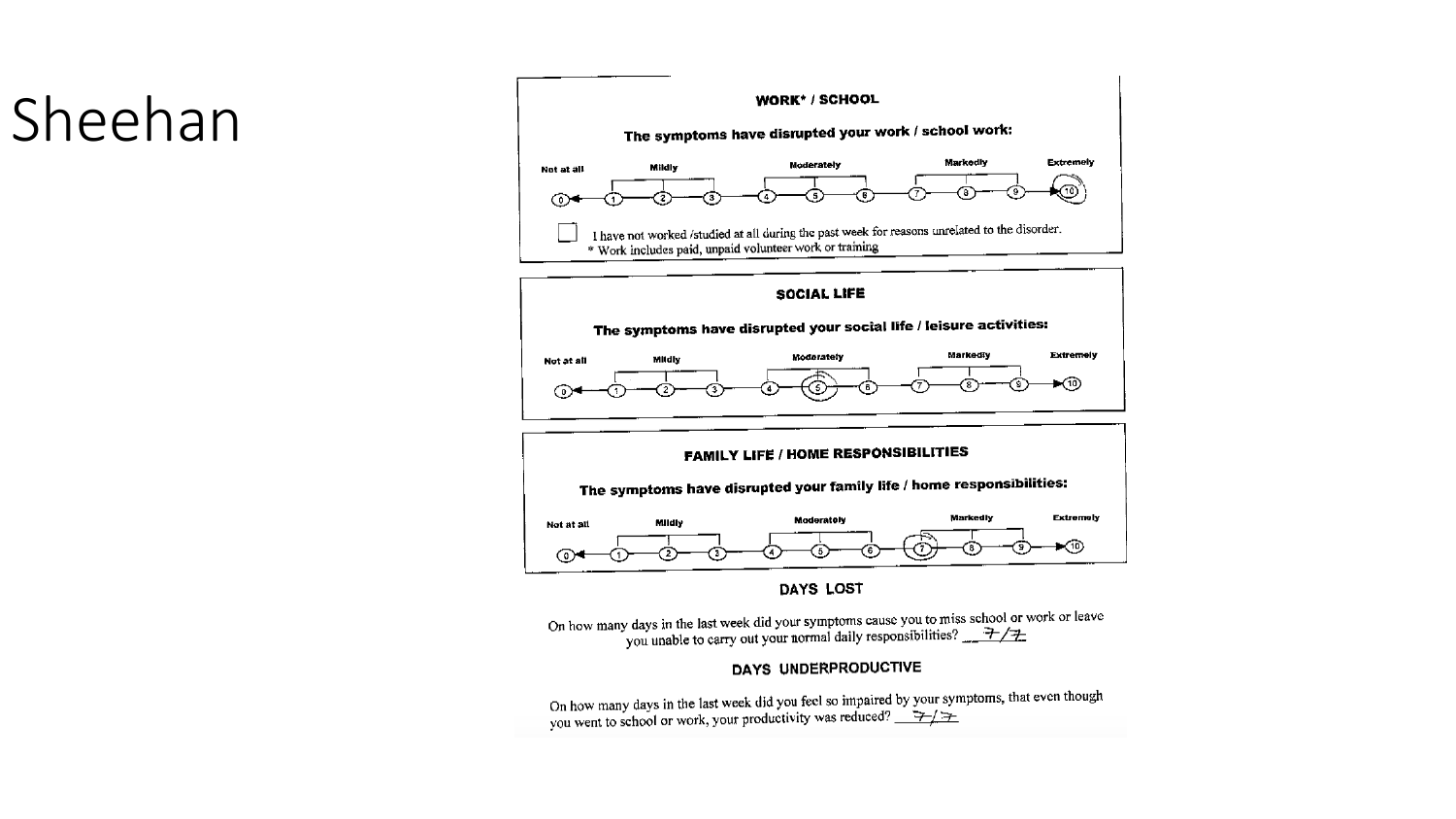# Sheehan

## WORK* / SCHOOL

**The symptoms have disrupted your work / school work:**

Not at all — Mildly — Moderately — Markedly — Extremely

0 — 1 — 2 — 3 — 4 — 5 — 6 — 7 — 8 — 9 — (10)

☐ I have not worked /studied at all during the past week for reasons unrelated to the disorder.

\* Work includes paid, unpaid volunteer work or training

## SOCIAL LIFE

**The symptoms have disrupted your social life / leisure activities:**

Not at all — Mildly — Moderately — Markedly — Extremely

0 — 1 — 2 — 3 — 4 — (5) — 6 — 7 — 8 — 9 — 10

## FAMILY LIFE / HOME RESPONSIBILITIES

**The symptoms have disrupted your family life / home responsibilities:**

Not at all — Mildly — Moderately — Markedly — Extremely

0 — 1 — 2 — 3 — 4 — 5 — 6 — (7) — 8 — 9 — 10

## DAYS LOST

On how many days in the last week did your symptoms cause you to miss school or work or leave you unable to carry out your normal daily responsibilities? 7/7

## DAYS UNDERPRODUCTIVE

On how many days in the last week did you feel so impaired by your symptoms, that even though you went to school or work, your productivity was reduced? 7/7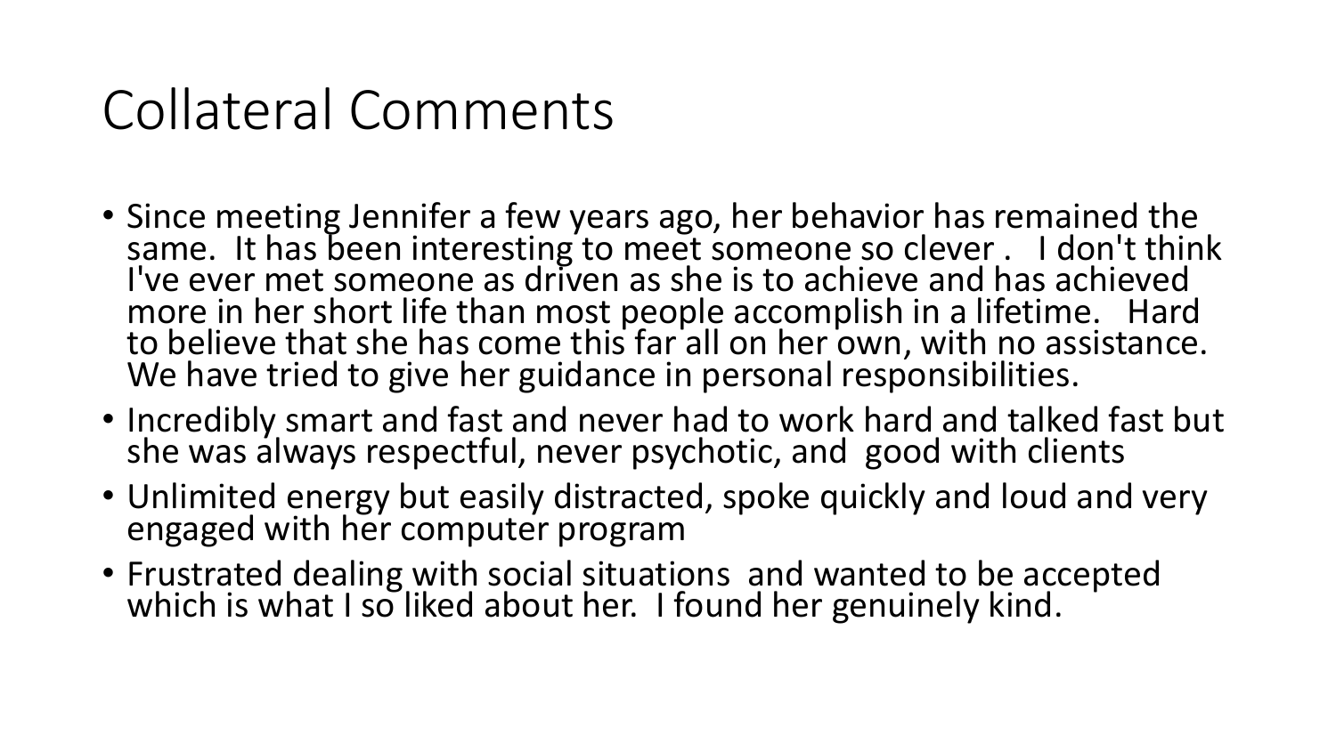# Collateral Comments

- Since meeting Jennifer a few years ago, her behavior has remained the same. It has been interesting to meet someone so clever . I don't think I've ever met someone as driven as she is to achieve and has achieved more in her short life than most people accomplish in a lifetime. Hard to believe that she has come this far all on her own, with no assistance. We have tried to give her guidance in personal responsibilities.
- Incredibly smart and fast and never had to work hard and talked fast but she was always respectful, never psychotic, and good with clients
- Unlimited energy but easily distracted, spoke quickly and loud and very engaged with her computer program
- Frustrated dealing with social situations and wanted to be accepted which is what I so liked about her. I found her genuinely kind.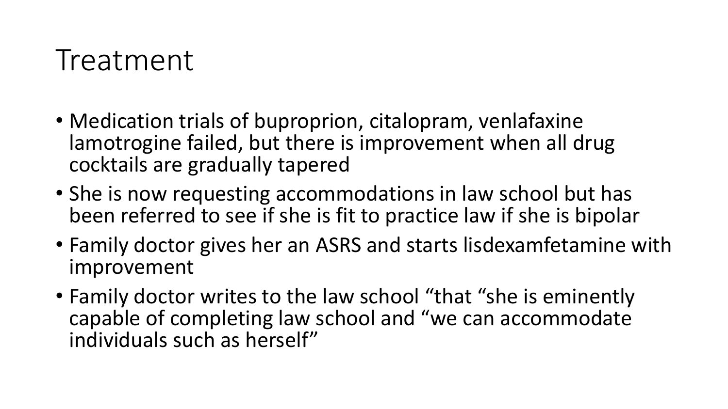# Treatment

- Medication trials of buproprion, citalopram, venlafaxine lamotrogine failed, but there is improvement when all drug cocktails are gradually tapered
- She is now requesting accommodations in law school but has been referred to see if she is fit to practice law if she is bipolar
- Family doctor gives her an ASRS and starts lisdexamfetamine with improvement
- Family doctor writes to the law school "that "she is eminently capable of completing law school and "we can accommodate individuals such as herself"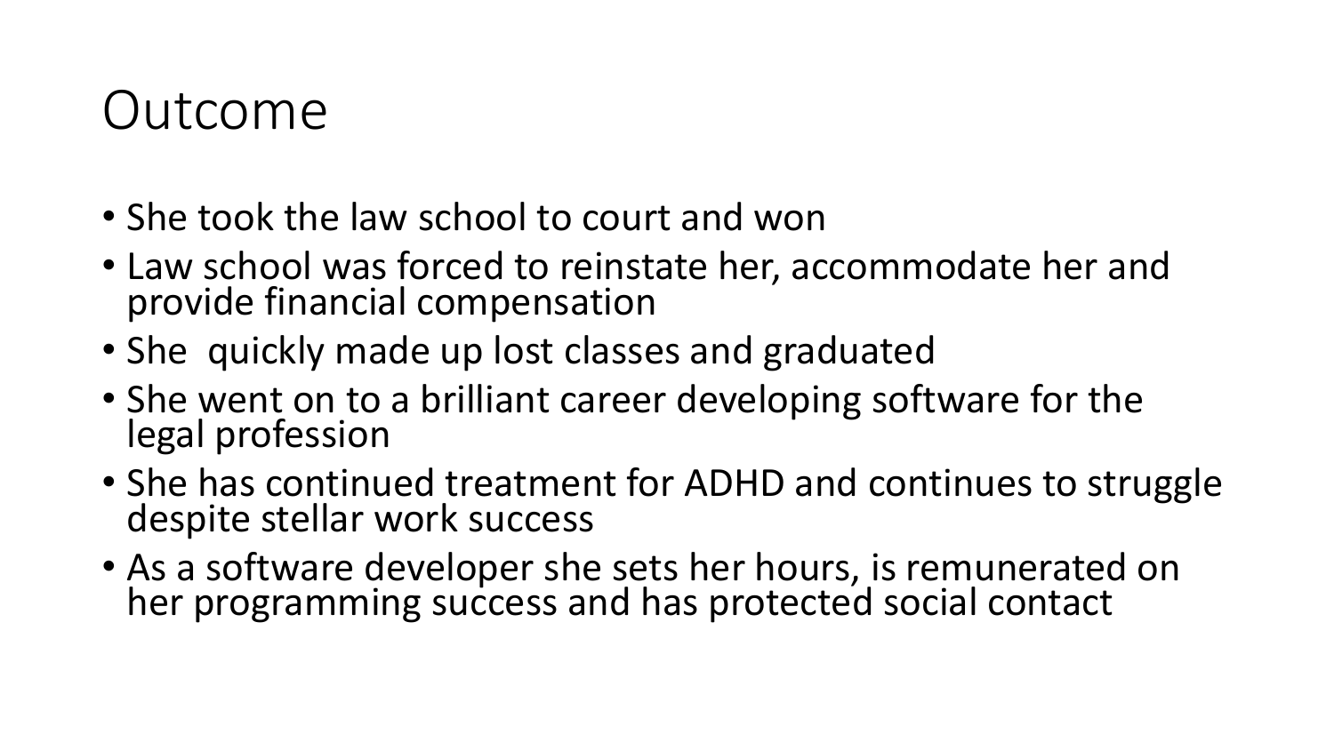# Outcome

- She took the law school to court and won
- Law school was forced to reinstate her, accommodate her and provide financial compensation
- She quickly made up lost classes and graduated
- She went on to a brilliant career developing software for the legal profession
- She has continued treatment for ADHD and continues to struggle despite stellar work success
- As a software developer she sets her hours, is remunerated on her programming success and has protected social contact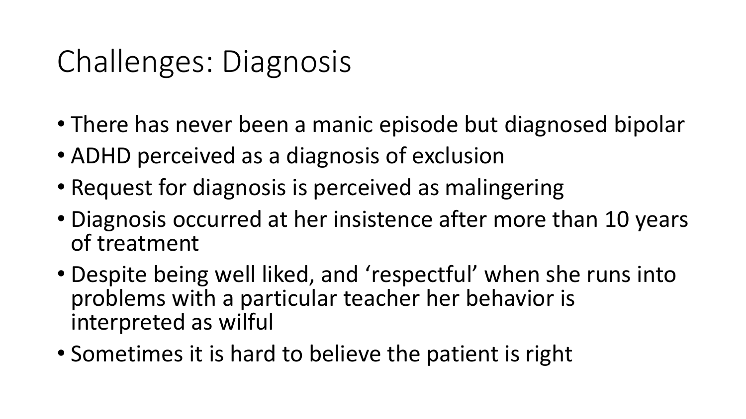# Challenges: Diagnosis

- There has never been a manic episode but diagnosed bipolar
- ADHD perceived as a diagnosis of exclusion
- Request for diagnosis is perceived as malingering
- Diagnosis occurred at her insistence after more than 10 years of treatment
- Despite being well liked, and 'respectful' when she runs into problems with a particular teacher her behavior is interpreted as wilful
- Sometimes it is hard to believe the patient is right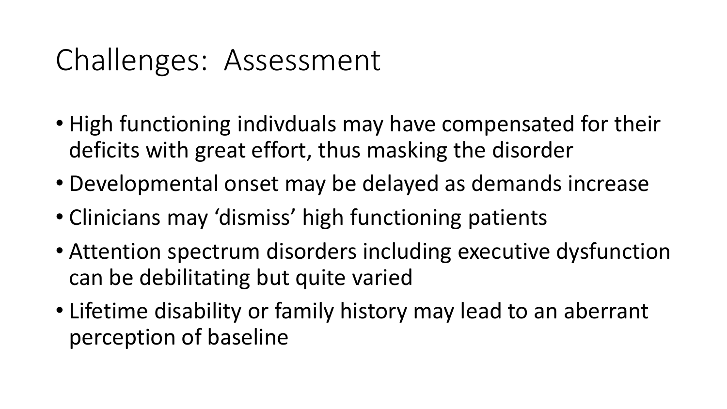# Challenges: Assessment

- High functioning indivduals may have compensated for their deficits with great effort, thus masking the disorder
- Developmental onset may be delayed as demands increase
- Clinicians may 'dismiss' high functioning patients
- Attention spectrum disorders including executive dysfunction can be debilitating but quite varied
- Lifetime disability or family history may lead to an aberrant perception of baseline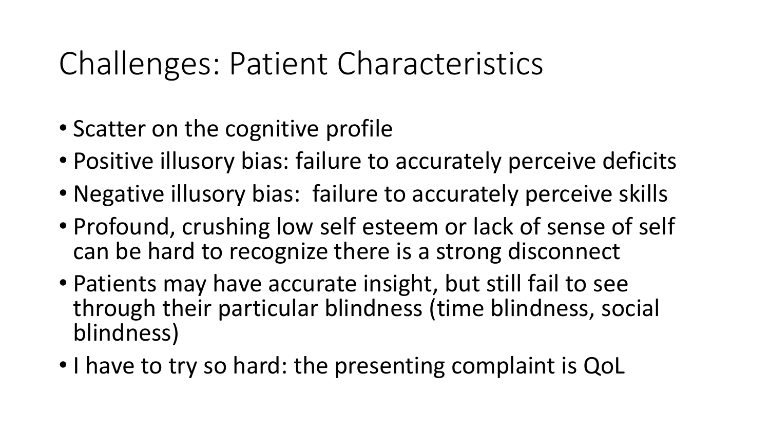# Challenges: Patient Characteristics

- Scatter on the cognitive profile
- Positive illusory bias: failure to accurately perceive deficits
- Negative illusory bias: failure to accurately perceive skills
- Profound, crushing low self esteem or lack of sense of self can be hard to recognize there is a strong disconnect
- Patients may have accurate insight, but still fail to see through their particular blindness (time blindness, social blindness)
- I have to try so hard: the presenting complaint is QoL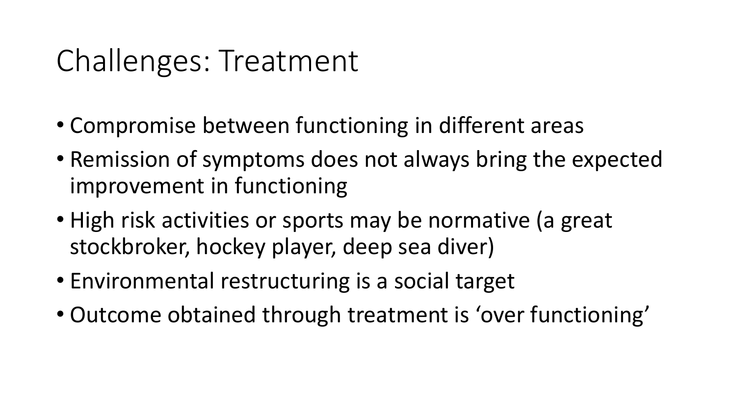# Challenges: Treatment

- Compromise between functioning in different areas
- Remission of symptoms does not always bring the expected improvement in functioning
- High risk activities or sports may be normative (a great stockbroker, hockey player, deep sea diver)
- Environmental restructuring is a social target
- Outcome obtained through treatment is ‘over functioning’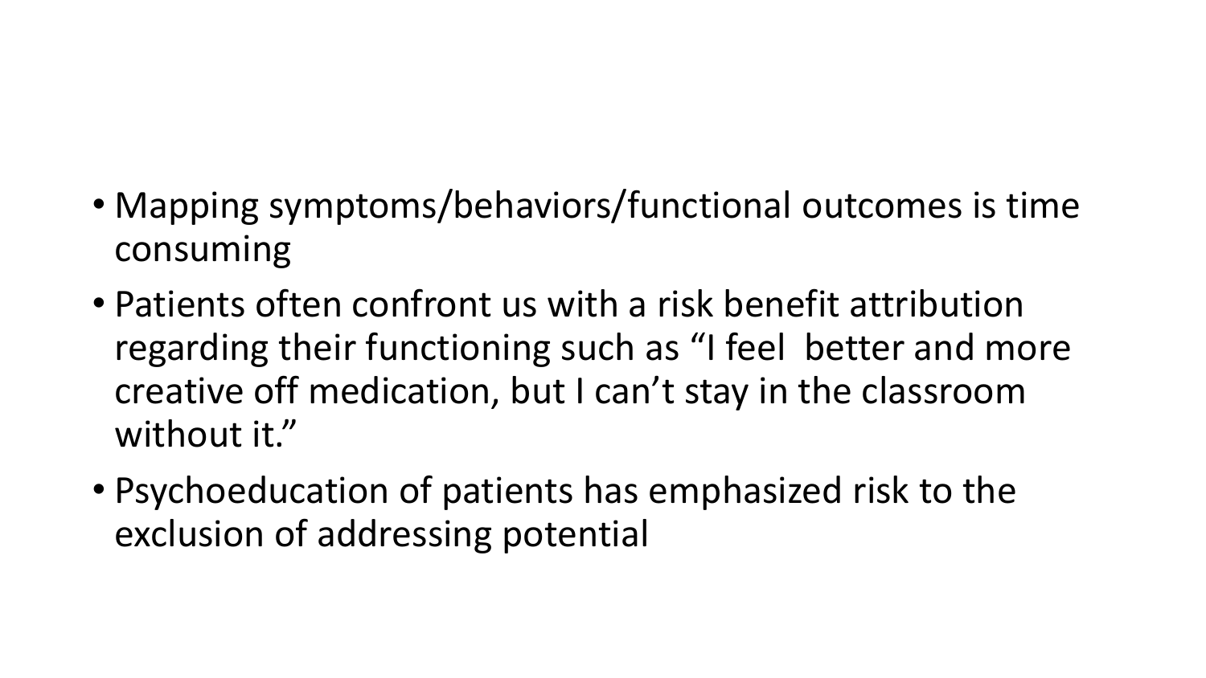- Mapping symptoms/behaviors/functional outcomes is time consuming
- Patients often confront us with a risk benefit attribution regarding their functioning such as “I feel  better and more creative off medication, but I can’t stay in the classroom without it.”
- Psychoeducation of patients has emphasized risk to the exclusion of addressing potential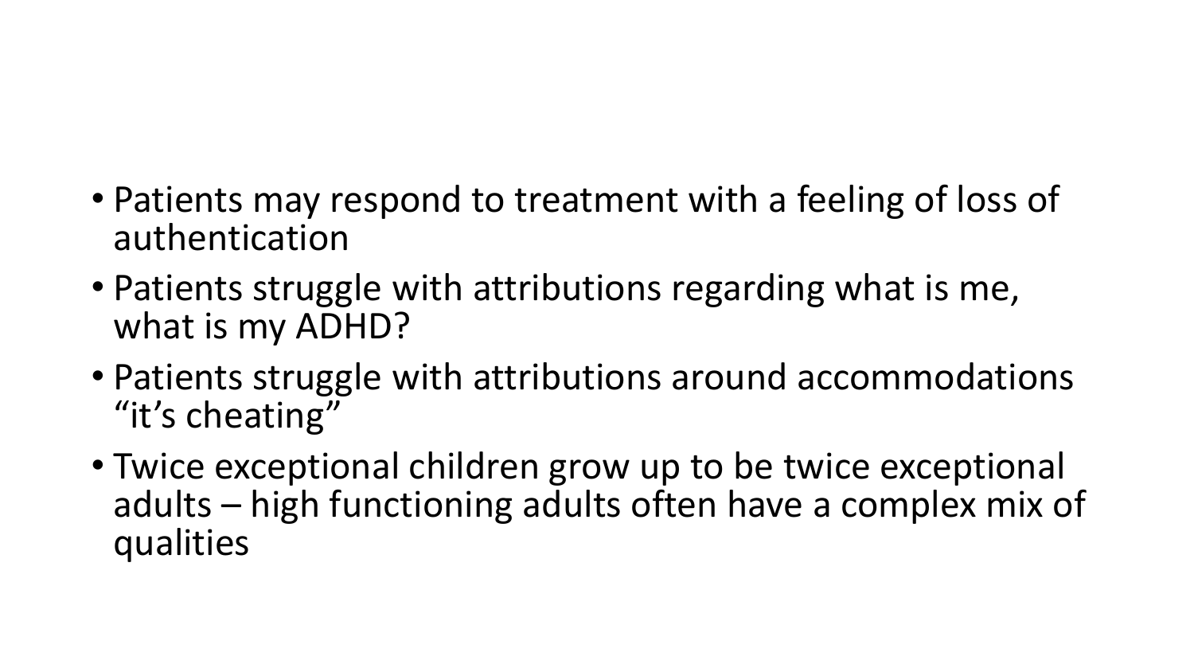- Patients may respond to treatment with a feeling of loss of authentication
- Patients struggle with attributions regarding what is me, what is my ADHD?
- Patients struggle with attributions around accommodations "it's cheating"
- Twice exceptional children grow up to be twice exceptional adults – high functioning adults often have a complex mix of qualities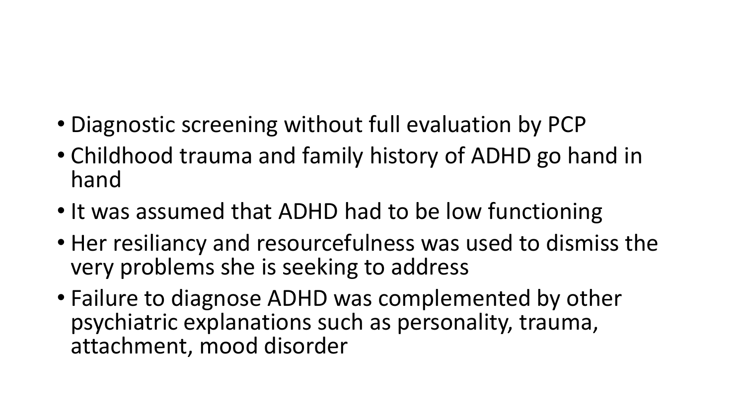- Diagnostic screening without full evaluation by PCP
- Childhood trauma and family history of ADHD go hand in hand
- It was assumed that ADHD had to be low functioning
- Her resiliancy and resourcefulness was used to dismiss the very problems she is seeking to address
- Failure to diagnose ADHD was complemented by other psychiatric explanations such as personality, trauma, attachment, mood disorder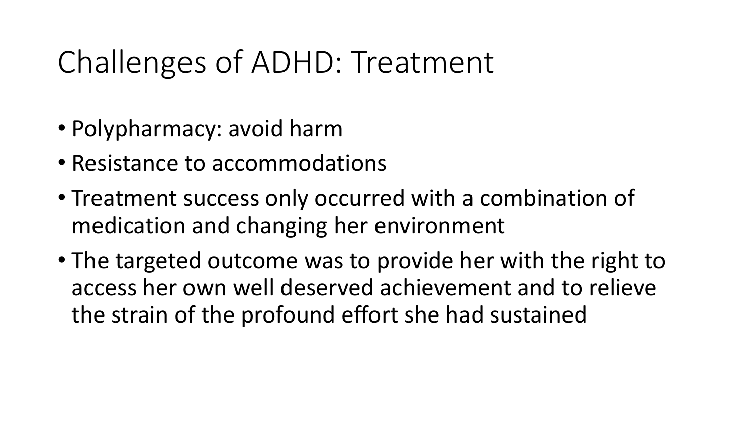# Challenges of ADHD: Treatment

- Polypharmacy: avoid harm
- Resistance to accommodations
- Treatment success only occurred with a combination of medication and changing her environment
- The targeted outcome was to provide her with the right to access her own well deserved achievement and to relieve the strain of the profound effort she had sustained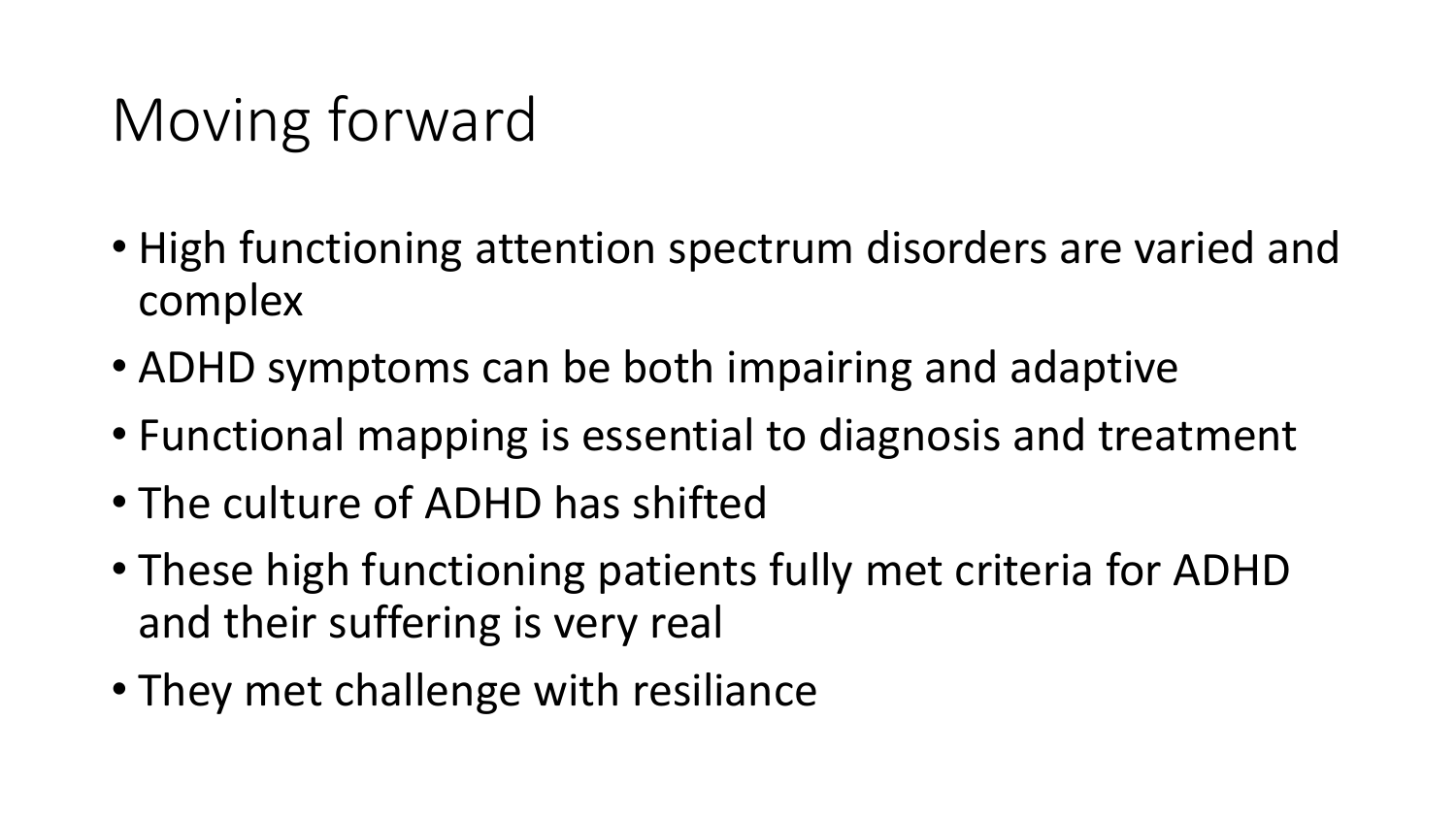# Moving forward

- High functioning attention spectrum disorders are varied and complex
- ADHD symptoms can be both impairing and adaptive
- Functional mapping is essential to diagnosis and treatment
- The culture of ADHD has shifted
- These high functioning patients fully met criteria for ADHD and their suffering is very real
- They met challenge with resiliance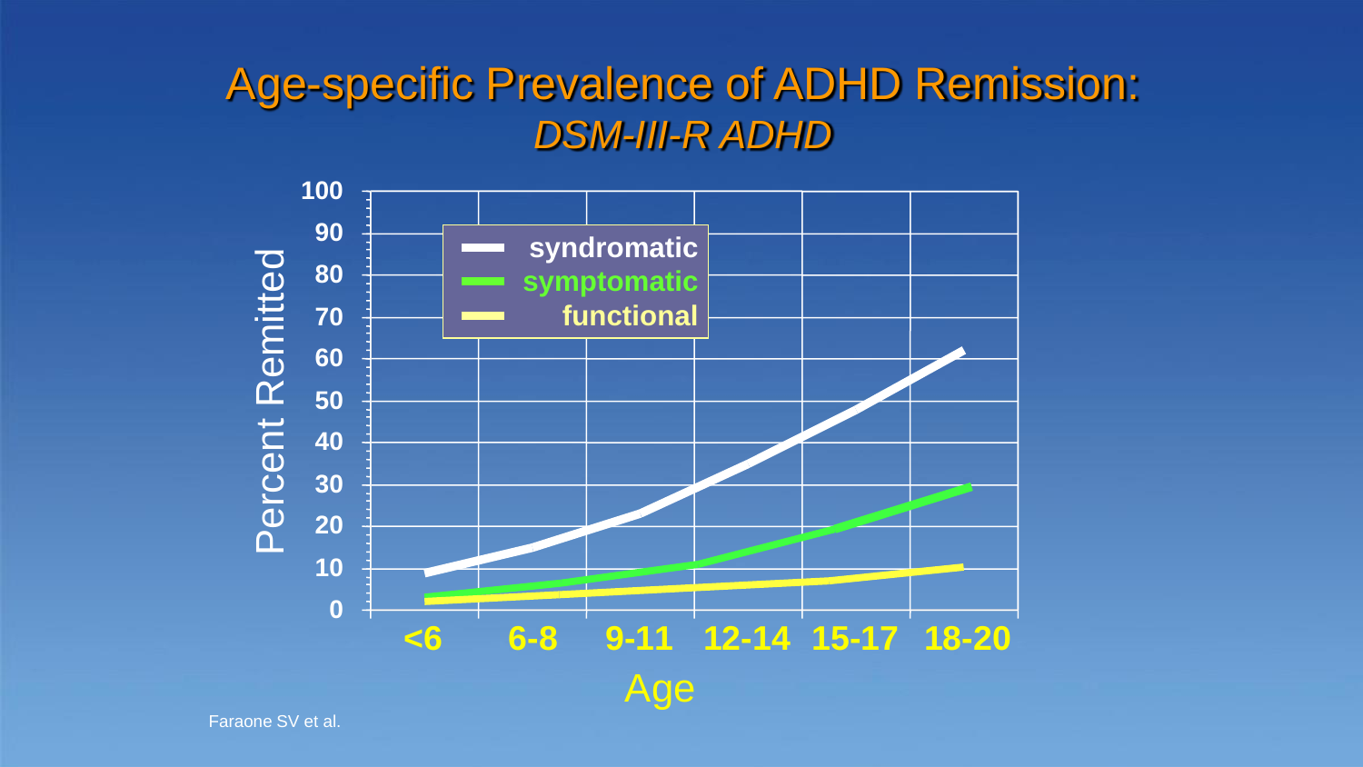# Age-specific Prevalence of ADHD Remission: *DSM-III-R ADHD*

Percent Remitted

- syndromatic
- symptomatic
- functional

Age: <6, 6-8, 9-11, 12-14, 15-17, 18-20

Faraone SV et al.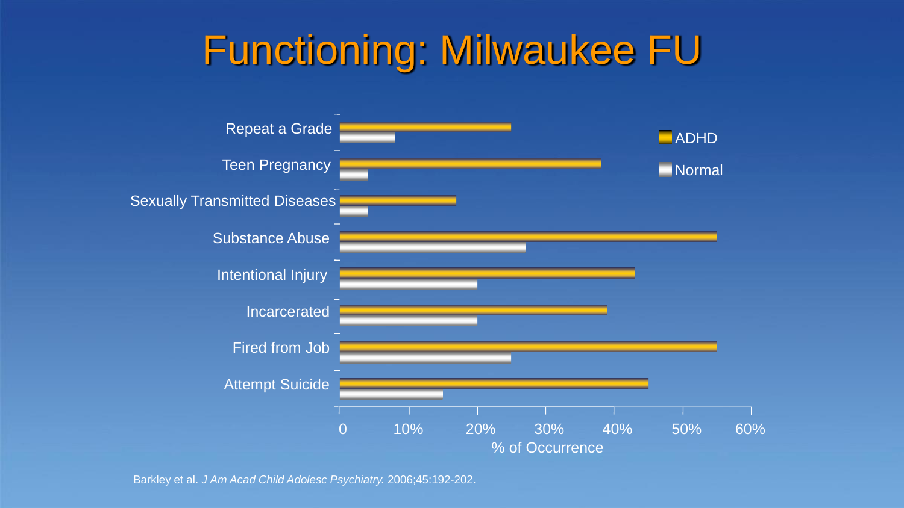# Functioning: Milwaukee FU

| | ADHD | Normal |
|---|---|---|
| Repeat a Grade | ~25% | ~8% |
| Teen Pregnancy | ~38% | ~4% |
| Sexually Transmitted Diseases | ~17% | ~4% |
| Substance Abuse | ~55% | ~27% |
| Intentional Injury | ~43% | ~20% |
| Incarcerated | ~39% | ~20% |
| Fired from Job | ~55% | ~25% |
| Attempt Suicide | ~45% | ~15% |

% of Occurrence

Barkley et al. *J Am Acad Child Adolesc Psychiatry.* 2006;45:192-202.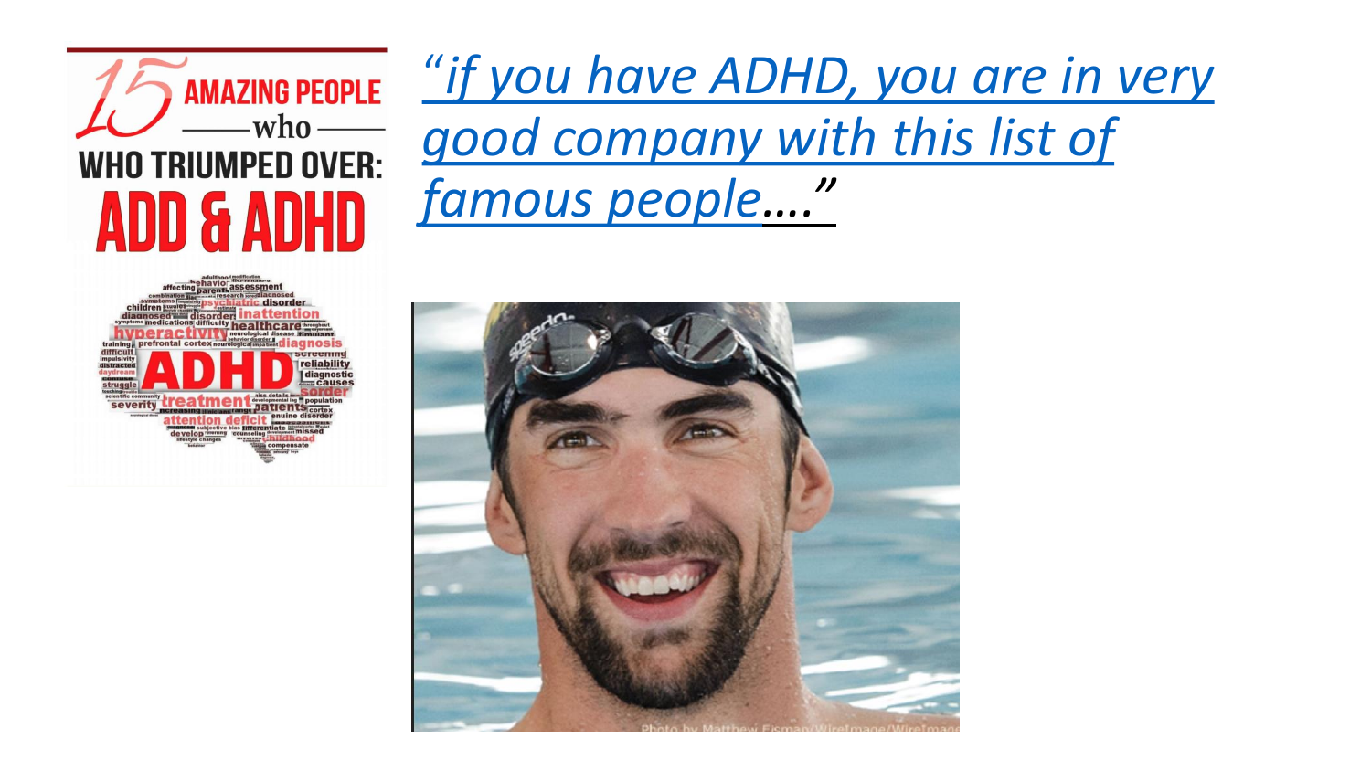*"if you have ADHD, you are in very good company with this list of famous people...."*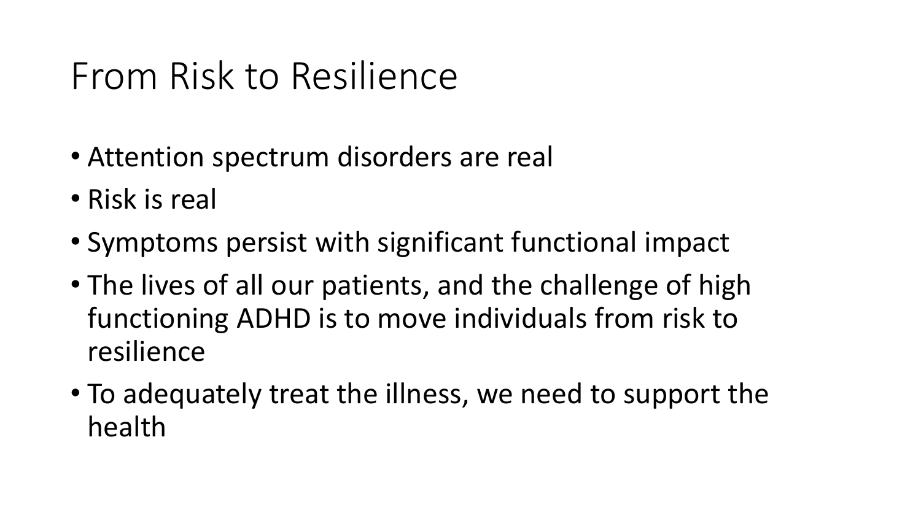# From Risk to Resilience

- Attention spectrum disorders are real
- Risk is real
- Symptoms persist with significant functional impact
- The lives of all our patients, and the challenge of high functioning ADHD is to move individuals from risk to resilience
- To adequately treat the illness, we need to support the health